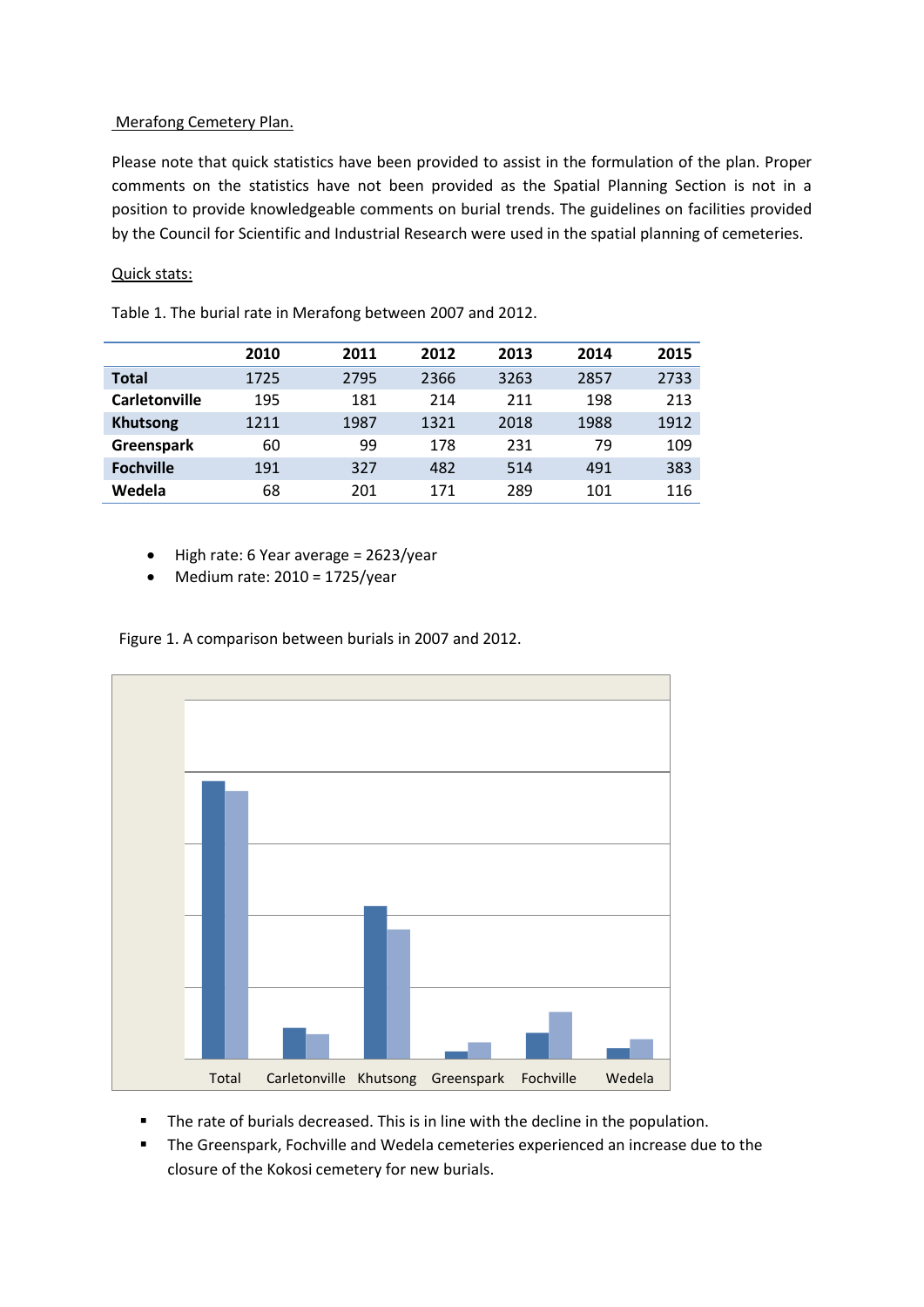Merafong Cemetery Plan.

Please note that quick statistics have been provided to assist in the formulation of the plan. Proper comments on the statistics have not been provided as the Spatial Planning Section is not in a position to provide knowledgeable comments on burial trends. The guidelines on facilities provided by the Council for Scientific and Industrial Research were used in the spatial planning of cemeteries.

Quick stats:

Table 1. The burial rate in Merafong between 2007 and 2012.

| | 2010 | 2011 | 2012 | 2013 | 2014 | 2015 |
|---|---|---|---|---|---|---|
| **Total** | 1725 | 2795 | 2366 | 3263 | 2857 | 2733 |
| **Carletonville** | 195 | 181 | 214 | 211 | 198 | 213 |
| **Khutsong** | 1211 | 1987 | 1321 | 2018 | 1988 | 1912 |
| **Greenspark** | 60 | 99 | 178 | 231 | 79 | 109 |
| **Fochville** | 191 | 327 | 482 | 514 | 491 | 383 |
| **Wedela** | 68 | 201 | 171 | 289 | 101 | 116 |

- High rate: 6 Year average = 2623/year
- Medium rate: 2010 = 1725/year

Figure 1. A comparison between burials in 2007 and 2012.

- The rate of burials decreased. This is in line with the decline in the population.
- The Greenspark, Fochville and Wedela cemeteries experienced an increase due to the closure of the Kokosi cemetery for new burials.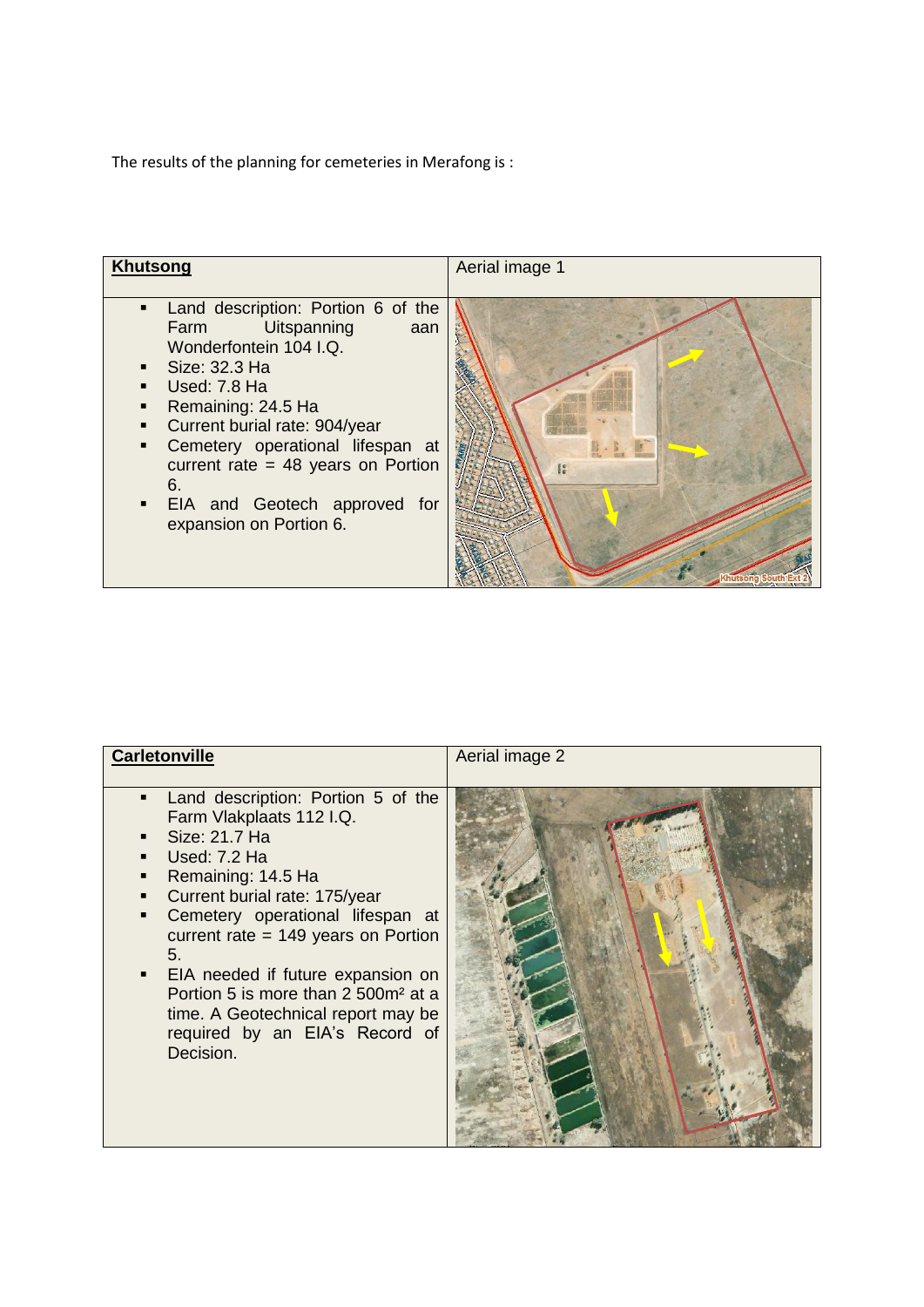The results of the planning for cemeteries in Merafong is :

| **Khutsong** | Aerial image 1 |
| --- | --- |
| ▪ Land description: Portion 6 of the Farm Uitspanning aan Wonderfontein 104 I.Q.<br>▪ Size: 32.3 Ha<br>▪ Used: 7.8 Ha<br>▪ Remaining: 24.5 Ha<br>▪ Current burial rate: 904/year<br>▪ Cemetery operational lifespan at current rate = 48 years on Portion 6.<br>▪ EIA and Geotech approved for expansion on Portion 6. | |

| **Carletonville** | Aerial image 2 |
| --- | --- |
| ▪ Land description: Portion 5 of the Farm Vlakplaats 112 I.Q.<br>▪ Size: 21.7 Ha<br>▪ Used: 7.2 Ha<br>▪ Remaining: 14.5 Ha<br>▪ Current burial rate: 175/year<br>▪ Cemetery operational lifespan at current rate = 149 years on Portion 5.<br>▪ EIA needed if future expansion on Portion 5 is more than 2 500m² at a time. A Geotechnical report may be required by an EIA's Record of Decision. | |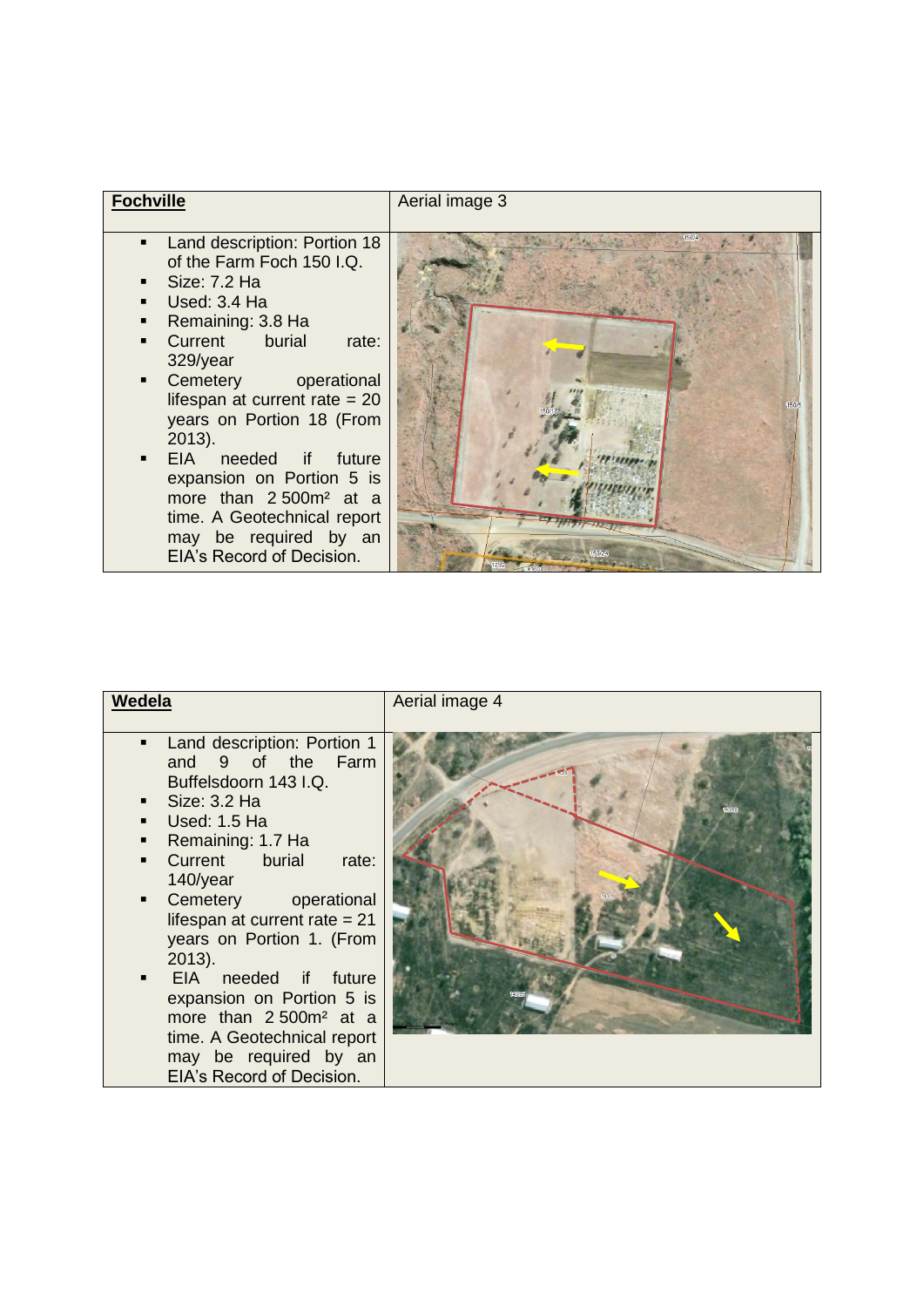| **Fochville** | Aerial image 3 |
|---|---|
| ▪ Land description: Portion 18 of the Farm Foch 150 I.Q.<br>▪ Size: 7.2 Ha<br>▪ Used: 3.4 Ha<br>▪ Remaining: 3.8 Ha<br>▪ Current burial rate: 329/year<br>▪ Cemetery operational lifespan at current rate = 20 years on Portion 18 (From 2013).<br>▪ EIA needed if future expansion on Portion 5 is more than 2 500m² at a time. A Geotechnical report may be required by an EIA's Record of Decision. | |

| **Wedela** | Aerial image 4 |
|---|---|
| ▪ Land description: Portion 1 and 9 of the Farm Buffelsdoorn 143 I.Q.<br>▪ Size: 3.2 Ha<br>▪ Used: 1.5 Ha<br>▪ Remaining: 1.7 Ha<br>▪ Current burial rate: 140/year<br>▪ Cemetery operational lifespan at current rate = 21 years on Portion 1. (From 2013).<br>▪ EIA needed if future expansion on Portion 5 is more than 2 500m² at a time. A Geotechnical report may be required by an EIA's Record of Decision. | |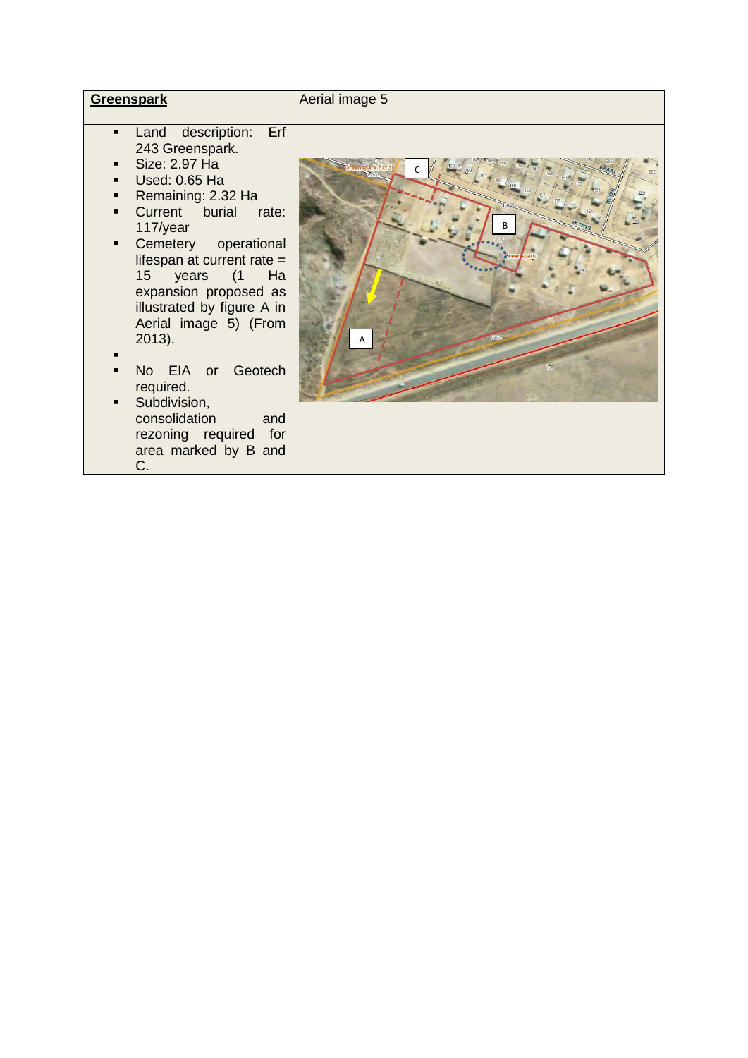| **Greenspark** | Aerial image 5 |
|---|---|
| <ul><li>Land description: Erf 243 Greenspark.</li><li>Size: 2.97 Ha</li><li>Used: 0.65 Ha</li><li>Remaining: 2.32 Ha</li><li>Current burial rate: 117/year</li><li>Cemetery operational lifespan at current rate = 15 years (1 Ha expansion proposed as illustrated by figure A in Aerial image 5) (From 2013).</li><li></li><li>No EIA or Geotech required.</li><li>Subdivision, consolidation and rezoning required for area marked by B and C.</li></ul> | |